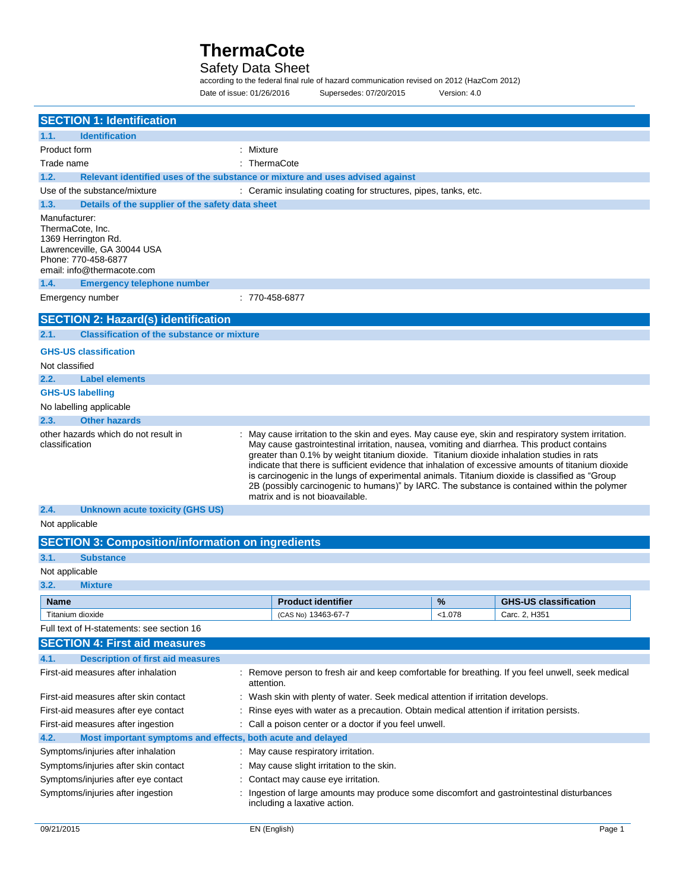# ThermaCote

## Safety Data Sheet

according to the federal final rule of hazard communication revised on 2012 (HazCom 2012)

Date of issue: 01/26/2016 Supersedes: 07/20/2015 Version: 4.0

## SECTION 1: Identification

### 1.1. Identification

Product form : Mixture

Trade name : ThermaCote

### 1.2. Relevant identified uses of the substance or mixture and uses advised against

Use of the substance/mixture : Ceramic insulating coating for structures, pipes, tanks, etc.

### 1.3. Details of the supplier of the safety data sheet

Manufacturer:
ThermaCote, Inc.
1369 Herrington Rd.
Lawrenceville, GA 30044 USA
Phone: 770-458-6877
email: info@thermacote.com

### 1.4. Emergency telephone number

Emergency number : 770-458-6877

## SECTION 2: Hazard(s) identification

### 2.1. Classification of the substance or mixture

**GHS-US classification**

Not classified

### 2.2. Label elements

**GHS-US labelling**

No labelling applicable

### 2.3. Other hazards

other hazards which do not result in classification : May cause irritation to the skin and eyes. May cause eye, skin and respiratory system irritation. May cause gastrointestinal irritation, nausea, vomiting and diarrhea. This product contains greater than 0.1% by weight titanium dioxide. Titanium dioxide inhalation studies in rats indicate that there is sufficient evidence that inhalation of excessive amounts of titanium dioxide is carcinogenic in the lungs of experimental animals. Titanium dioxide is classified as "Group 2B (possibly carcinogenic to humans)" by IARC. The substance is contained within the polymer matrix and is not bioavailable.

### 2.4. Unknown acute toxicity (GHS US)

Not applicable

## SECTION 3: Composition/information on ingredients

### 3.1. Substance

Not applicable

### 3.2. Mixture

| Name | Product identifier | % | GHS-US classification |
|---|---|---|---|
| Titanium dioxide | (CAS No) 13463-67-7 | <1.078 | Carc. 2, H351 |

Full text of H-statements: see section 16

## SECTION 4: First aid measures

### 4.1. Description of first aid measures

First-aid measures after inhalation : Remove person to fresh air and keep comfortable for breathing. If you feel unwell, seek medical attention.

First-aid measures after skin contact : Wash skin with plenty of water. Seek medical attention if irritation develops.

First-aid measures after eye contact : Rinse eyes with water as a precaution. Obtain medical attention if irritation persists.

First-aid measures after ingestion : Call a poison center or a doctor if you feel unwell.

### 4.2. Most important symptoms and effects, both acute and delayed

Symptoms/injuries after inhalation : May cause respiratory irritation.

Symptoms/injuries after skin contact : May cause slight irritation to the skin.

Symptoms/injuries after eye contact : Contact may cause eye irritation.

Symptoms/injuries after ingestion : Ingestion of large amounts may produce some discomfort and gastrointestinal disturbances including a laxative action.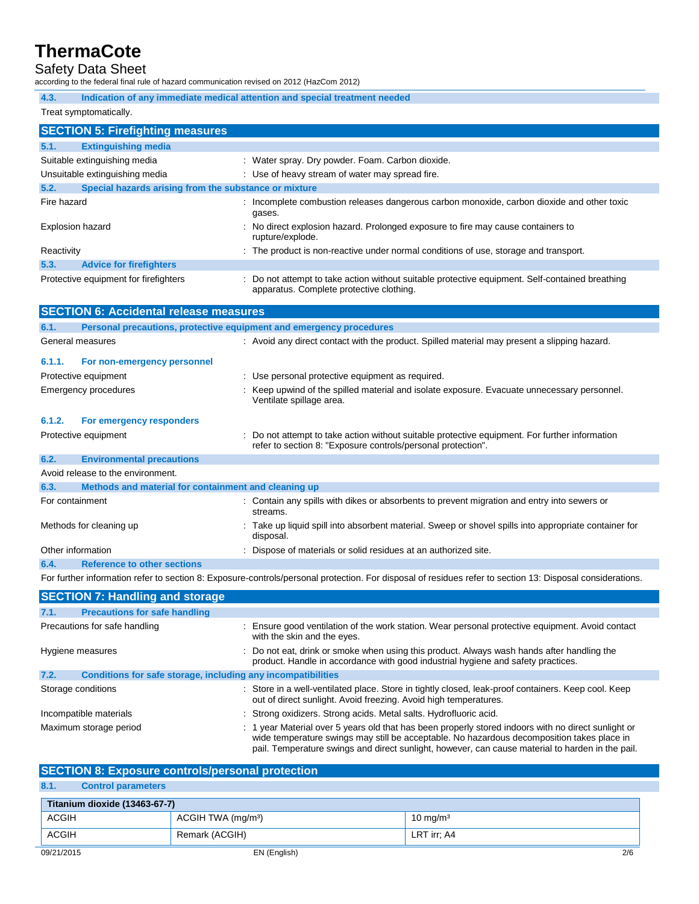### 4.3. Indication of any immediate medical attention and special treatment needed

Treat symptomatically.

## SECTION 5: Firefighting measures

### 5.1. Extinguishing media

Suitable extinguishing media : Water spray. Dry powder. Foam. Carbon dioxide.

Unsuitable extinguishing media : Use of heavy stream of water may spread fire.

### 5.2. Special hazards arising from the substance or mixture

Fire hazard : Incomplete combustion releases dangerous carbon monoxide, carbon dioxide and other toxic gases.

Explosion hazard : No direct explosion hazard. Prolonged exposure to fire may cause containers to rupture/explode.

Reactivity : The product is non-reactive under normal conditions of use, storage and transport.

### 5.3. Advice for firefighters

Protective equipment for firefighters : Do not attempt to take action without suitable protective equipment. Self-contained breathing apparatus. Complete protective clothing.

## SECTION 6: Accidental release measures

### 6.1. Personal precautions, protective equipment and emergency procedures

General measures : Avoid any direct contact with the product. Spilled material may present a slipping hazard.

#### 6.1.1. For non-emergency personnel

Protective equipment : Use personal protective equipment as required.

Emergency procedures : Keep upwind of the spilled material and isolate exposure. Evacuate unnecessary personnel. Ventilate spillage area.

#### 6.1.2. For emergency responders

Protective equipment : Do not attempt to take action without suitable protective equipment. For further information refer to section 8: "Exposure controls/personal protection".

### 6.2. Environmental precautions

Avoid release to the environment.

### 6.3. Methods and material for containment and cleaning up

For containment : Contain any spills with dikes or absorbents to prevent migration and entry into sewers or streams.

Methods for cleaning up : Take up liquid spill into absorbent material. Sweep or shovel spills into appropriate container for disposal.

Other information : Dispose of materials or solid residues at an authorized site.

### 6.4. Reference to other sections

For further information refer to section 8: Exposure-controls/personal protection. For disposal of residues refer to section 13: Disposal considerations.

## SECTION 7: Handling and storage

### 7.1. Precautions for safe handling

Precautions for safe handling : Ensure good ventilation of the work station. Wear personal protective equipment. Avoid contact with the skin and the eyes.

Hygiene measures : Do not eat, drink or smoke when using this product. Always wash hands after handling the product. Handle in accordance with good industrial hygiene and safety practices.

### 7.2. Conditions for safe storage, including any incompatibilities

Storage conditions : Store in a well-ventilated place. Store in tightly closed, leak-proof containers. Keep cool. Keep out of direct sunlight. Avoid freezing. Avoid high temperatures.

Incompatible materials : Strong oxidizers. Strong acids. Metal salts. Hydrofluoric acid.

Maximum storage period : 1 year Material over 5 years old that has been properly stored indoors with no direct sunlight or wide temperature swings may still be acceptable. No hazardous decomposition takes place in pail. Temperature swings and direct sunlight, however, can cause material to harden in the pail.

## SECTION 8: Exposure controls/personal protection

### 8.1. Control parameters

| Titanium dioxide (13463-67-7) | | |
|---|---|---|
| ACGIH | ACGIH TWA (mg/m³) | 10 mg/m³ |
| ACGIH | Remark (ACGIH) | LRT irr; A4 |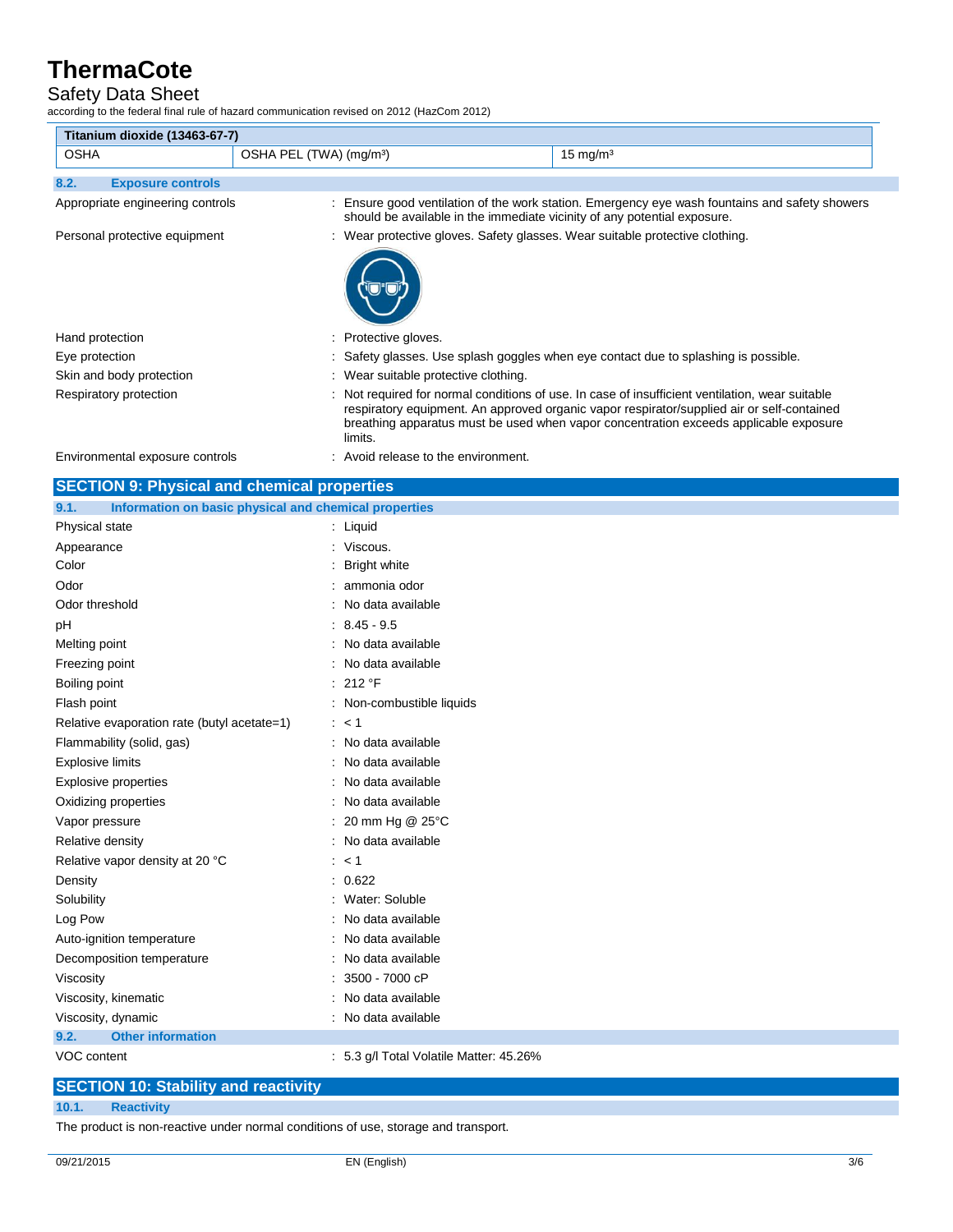| Titanium dioxide (13463-67-7) | | |
|---|---|---|
| OSHA | OSHA PEL (TWA) (mg/m³) | 15 mg/m³ |

### 8.2. Exposure controls

Appropriate engineering controls : Ensure good ventilation of the work station. Emergency eye wash fountains and safety showers should be available in the immediate vicinity of any potential exposure.

Personal protective equipment : Wear protective gloves. Safety glasses. Wear suitable protective clothing.

Hand protection : Protective gloves.

Eye protection : Safety glasses. Use splash goggles when eye contact due to splashing is possible.

Skin and body protection : Wear suitable protective clothing.

Respiratory protection : Not required for normal conditions of use. In case of insufficient ventilation, wear suitable respiratory equipment. An approved organic vapor respirator/supplied air or self-contained breathing apparatus must be used when vapor concentration exceeds applicable exposure limits.

Environmental exposure controls : Avoid release to the environment.

## SECTION 9: Physical and chemical properties

### 9.1. Information on basic physical and chemical properties

| | |
|---|---|
| Physical state | : Liquid |
| Appearance | : Viscous. |
| Color | : Bright white |
| Odor | : ammonia odor |
| Odor threshold | : No data available |
| pH | : 8.45 - 9.5 |
| Melting point | : No data available |
| Freezing point | : No data available |
| Boiling point | : 212 °F |
| Flash point | : Non-combustible liquids |
| Relative evaporation rate (butyl acetate=1) | : < 1 |
| Flammability (solid, gas) | : No data available |
| Explosive limits | : No data available |
| Explosive properties | : No data available |
| Oxidizing properties | : No data available |
| Vapor pressure | : 20 mm Hg @ 25°C |
| Relative density | : No data available |
| Relative vapor density at 20 °C | : < 1 |
| Density | : 0.622 |
| Solubility | : Water: Soluble |
| Log Pow | : No data available |
| Auto-ignition temperature | : No data available |
| Decomposition temperature | : No data available |
| Viscosity | : 3500 - 7000 cP |
| Viscosity, kinematic | : No data available |
| Viscosity, dynamic | : No data available |

### 9.2. Other information

VOC content : 5.3 g/l Total Volatile Matter: 45.26%

## SECTION 10: Stability and reactivity

### 10.1. Reactivity

The product is non-reactive under normal conditions of use, storage and transport.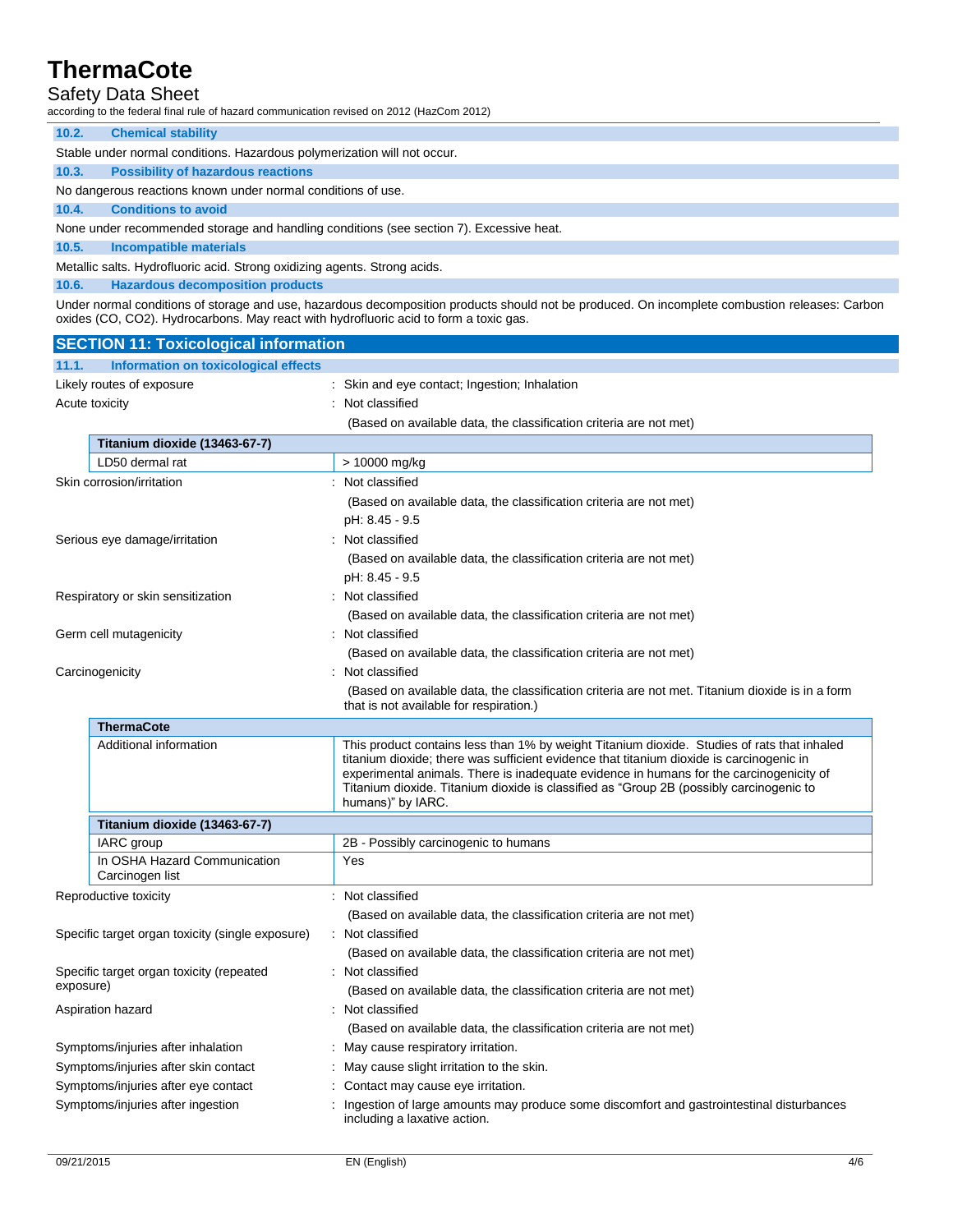### 10.2. Chemical stability

Stable under normal conditions. Hazardous polymerization will not occur.

### 10.3. Possibility of hazardous reactions

No dangerous reactions known under normal conditions of use.

### 10.4. Conditions to avoid

None under recommended storage and handling conditions (see section 7). Excessive heat.

### 10.5. Incompatible materials

Metallic salts. Hydrofluoric acid. Strong oxidizing agents. Strong acids.

### 10.6. Hazardous decomposition products

Under normal conditions of storage and use, hazardous decomposition products should not be produced. On incomplete combustion releases: Carbon oxides (CO, $CO_2$). Hydrocarbons. May react with hydrofluoric acid to form a toxic gas.

## SECTION 11: Toxicological information

### 11.1. Information on toxicological effects

Likely routes of exposure : Skin and eye contact; Ingestion; Inhalation

Acute toxicity : Not classified

(Based on available data, the classification criteria are not met)

| Titanium dioxide (13463-67-7) | |
|---|---|
| LD50 dermal rat | > 10000 mg/kg |

Skin corrosion/irritation : Not classified

(Based on available data, the classification criteria are not met)

pH: 8.45 - 9.5

Serious eye damage/irritation : Not classified

(Based on available data, the classification criteria are not met)

pH: 8.45 - 9.5

Respiratory or skin sensitization : Not classified

(Based on available data, the classification criteria are not met)

Germ cell mutagenicity : Not classified

(Based on available data, the classification criteria are not met)

Carcinogenicity : Not classified

(Based on available data, the classification criteria are not met. Titanium dioxide is in a form that is not available for respiration.)

| ThermaCote | |
|---|---|
| Additional information | This product contains less than 1% by weight Titanium dioxide. Studies of rats that inhaled titanium dioxide; there was sufficient evidence that titanium dioxide is carcinogenic in experimental animals. There is inadequate evidence in humans for the carcinogenicity of Titanium dioxide. Titanium dioxide is classified as "Group 2B (possibly carcinogenic to humans)" by IARC. |

| Titanium dioxide (13463-67-7) | |
|---|---|
| IARC group | 2B - Possibly carcinogenic to humans |
| In OSHA Hazard Communication Carcinogen list | Yes |

Reproductive toxicity : Not classified

(Based on available data, the classification criteria are not met)

Specific target organ toxicity (single exposure) : Not classified

(Based on available data, the classification criteria are not met)

Specific target organ toxicity (repeated exposure) : Not classified

(Based on available data, the classification criteria are not met)

Aspiration hazard : Not classified

(Based on available data, the classification criteria are not met)

Symptoms/injuries after inhalation : May cause respiratory irritation.

Symptoms/injuries after skin contact : May cause slight irritation to the skin.

Symptoms/injuries after eye contact : Contact may cause eye irritation.

Symptoms/injuries after ingestion : Ingestion of large amounts may produce some discomfort and gastrointestinal disturbances including a laxative action.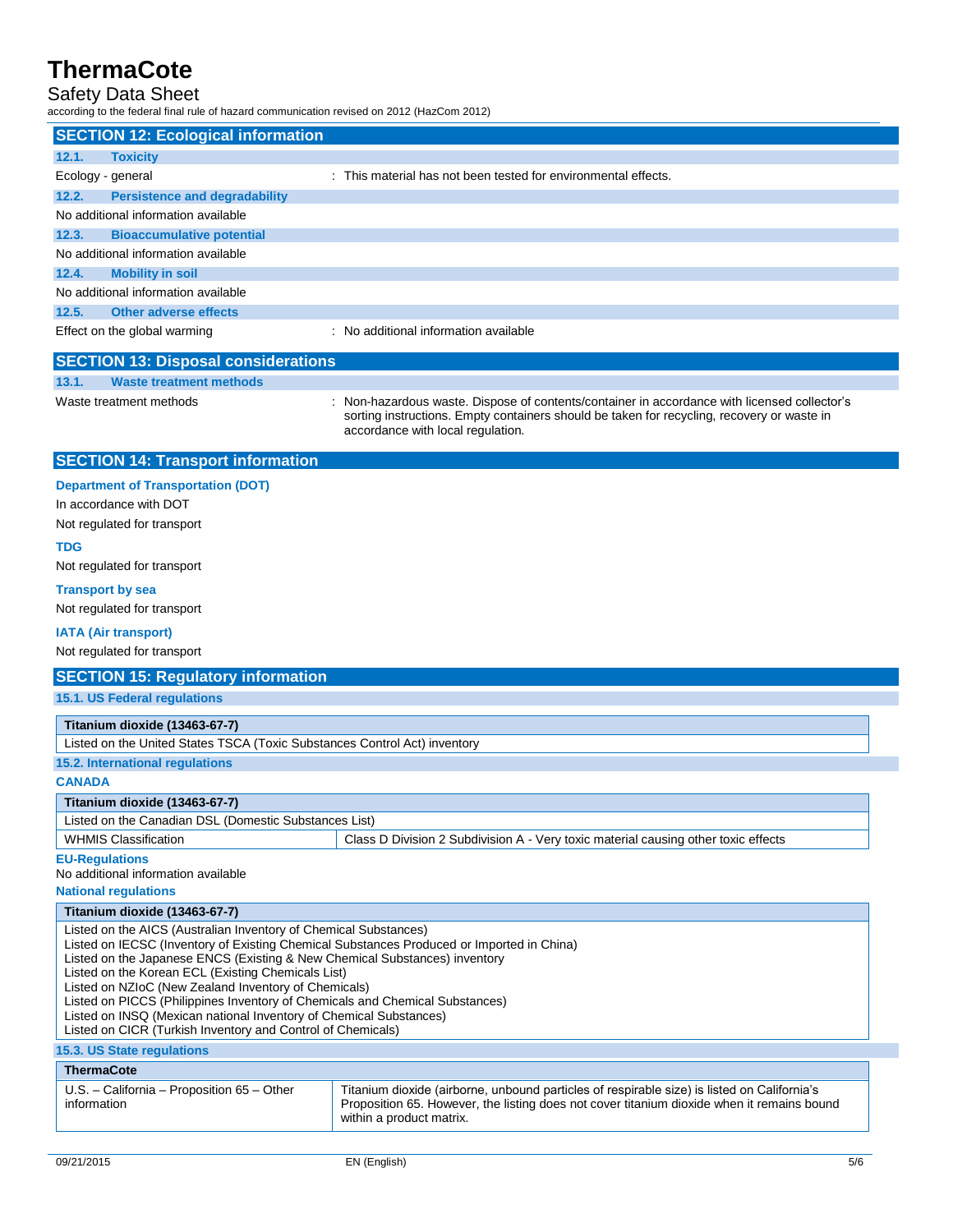## SECTION 12: Ecological information

### 12.1. Toxicity

Ecology - general : This material has not been tested for environmental effects.

### 12.2. Persistence and degradability

No additional information available

### 12.3. Bioaccumulative potential

No additional information available

### 12.4. Mobility in soil

No additional information available

### 12.5. Other adverse effects

Effect on the global warming : No additional information available

## SECTION 13: Disposal considerations

### 13.1. Waste treatment methods

Waste treatment methods : Non-hazardous waste. Dispose of contents/container in accordance with licensed collector's sorting instructions. Empty containers should be taken for recycling, recovery or waste in accordance with local regulation.

## SECTION 14: Transport information

**Department of Transportation (DOT)**

In accordance with DOT

Not regulated for transport

**TDG**

Not regulated for transport

**Transport by sea**

Not regulated for transport

**IATA (Air transport)**

Not regulated for transport

## SECTION 15: Regulatory information

### 15.1. US Federal regulations

| Titanium dioxide (13463-67-7) |
|---|
| Listed on the United States TSCA (Toxic Substances Control Act) inventory |

### 15.2. International regulations

**CANADA**

| Titanium dioxide (13463-67-7) | |
|---|---|
| Listed on the Canadian DSL (Domestic Substances List) | |
| WHMIS Classification | Class D Division 2 Subdivision A - Very toxic material causing other toxic effects |

**EU-Regulations**

No additional information available

**National regulations**

| Titanium dioxide (13463-67-7) |
|---|
| Listed on the AICS (Australian Inventory of Chemical Substances)<br>Listed on IECSC (Inventory of Existing Chemical Substances Produced or Imported in China)<br>Listed on the Japanese ENCS (Existing & New Chemical Substances) inventory<br>Listed on the Korean ECL (Existing Chemicals List)<br>Listed on NZIoC (New Zealand Inventory of Chemicals)<br>Listed on PICCS (Philippines Inventory of Chemicals and Chemical Substances)<br>Listed on INSQ (Mexican national Inventory of Chemical Substances)<br>Listed on CICR (Turkish Inventory and Control of Chemicals) |

### 15.3. US State regulations

| ThermaCote | |
|---|---|
| U.S. – California – Proposition 65 – Other information | Titanium dioxide (airborne, unbound particles of respirable size) is listed on California's Proposition 65. However, the listing does not cover titanium dioxide when it remains bound within a product matrix. |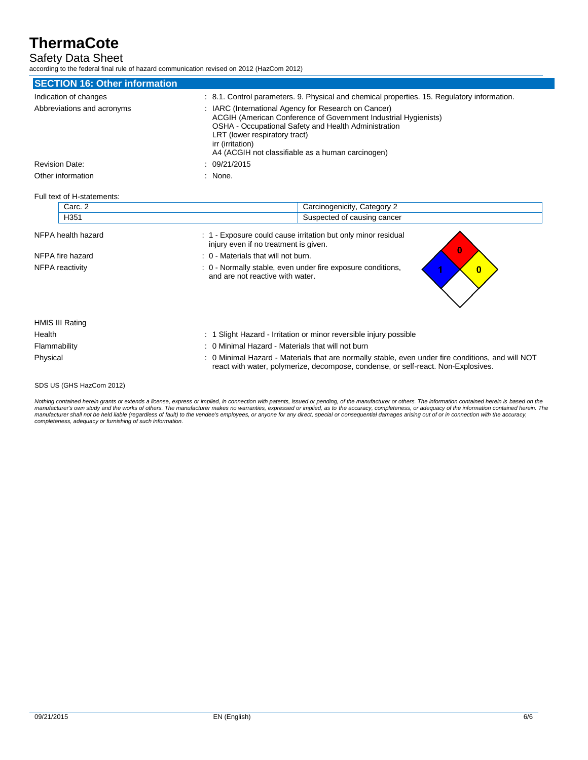# ThermaCote

Safety Data Sheet

according to the federal final rule of hazard communication revised on 2012 (HazCom 2012)

## SECTION 16: Other information

Indication of changes : 8.1. Control parameters. 9. Physical and chemical properties. 15. Regulatory information.

Abbreviations and acronyms : IARC (International Agency for Research on Cancer)
ACGIH (American Conference of Government Industrial Hygienists)
OSHA - Occupational Safety and Health Administration
LRT (lower respiratory tract)
irr (irritation)
A4 (ACGIH not classifiable as a human carcinogen)

Revision Date: : 09/21/2015

Other information : None.

Full text of H-statements:

| | |
|---|---|
| Carc. 2 | Carcinogenicity, Category 2 |
| H351 | Suspected of causing cancer |

NFPA health hazard : 1 - Exposure could cause irritation but only minor residual injury even if no treatment is given.

NFPA fire hazard : 0 - Materials that will not burn.

NFPA reactivity : 0 - Normally stable, even under fire exposure conditions, and are not reactive with water.

0
1
0

HMIS III Rating

Health : 1 Slight Hazard - Irritation or minor reversible injury possible

Flammability : 0 Minimal Hazard - Materials that will not burn

Physical : 0 Minimal Hazard - Materials that are normally stable, even under fire conditions, and will NOT react with water, polymerize, decompose, condense, or self-react. Non-Explosives.

SDS US (GHS HazCom 2012)

*Nothing contained herein grants or extends a license, express or implied, in connection with patents, issued or pending, of the manufacturer or others. The information contained herein is based on the manufacturer's own study and the works of others. The manufacturer makes no warranties, expressed or implied, as to the accuracy, completeness, or adequacy of the information contained herein. The manufacturer shall not be held liable (regardless of fault) to the vendee's employees, or anyone for any direct, special or consequential damages arising out of or in connection with the accuracy, completeness, adequacy or furnishing of such information.*